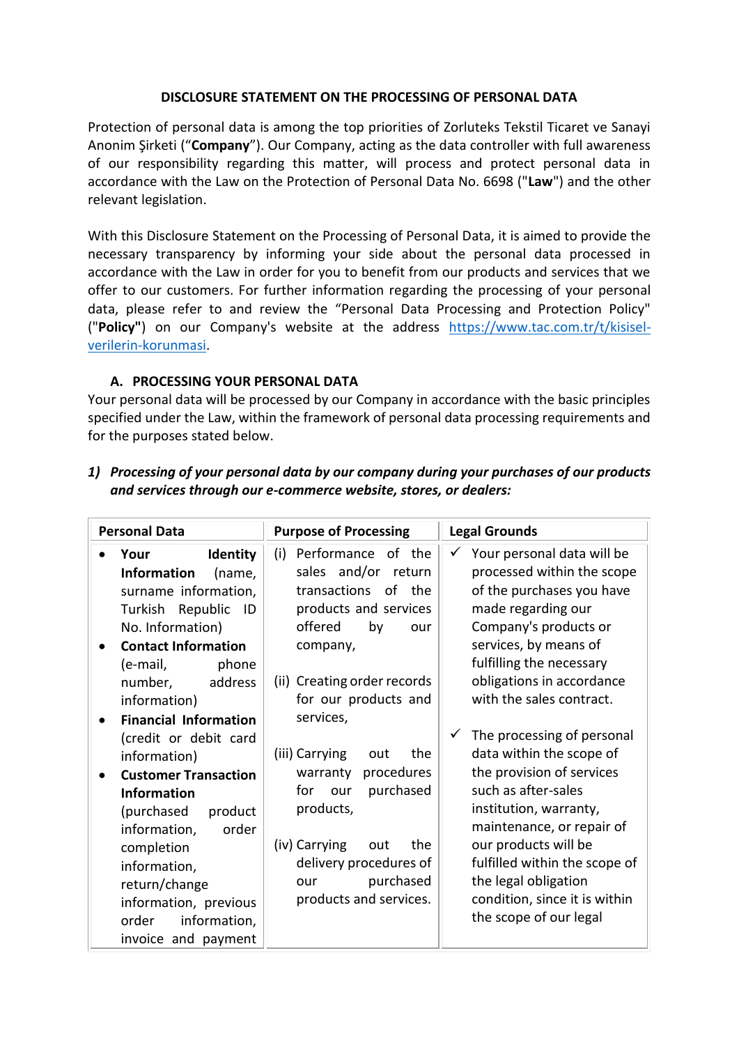# DISCLOSURE STATEMENT ON THE PROCESSING OF PERSONAL DATA

Protection of personal data is among the top priorities of Zorluteks Tekstil Ticaret ve Sanayi Anonim Şirketi ("**Company**"). Our Company, acting as the data controller with full awareness of our responsibility regarding this matter, will process and protect personal data in accordance with the Law on the Protection of Personal Data No. 6698 ("**Law**") and the other relevant legislation.

With this Disclosure Statement on the Processing of Personal Data, it is aimed to provide the necessary transparency by informing your side about the personal data processed in accordance with the Law in order for you to benefit from our products and services that we offer to our customers. For further information regarding the processing of your personal data, please refer to and review the "Personal Data Processing and Protection Policy" ("**Policy**") on our Company's website at the address [https://www.tac.com.tr/t/kisisel-verilerin-korunmasi](https://www.tac.com.tr/t/kisisel-verilerin-korunmasi).

## A. PROCESSING YOUR PERSONAL DATA

Your personal data will be processed by our Company in accordance with the basic principles specified under the Law, within the framework of personal data processing requirements and for the purposes stated below.

### 1) *Processing of your personal data by our company during your purchases of our products and services through our e-commerce website, stores, or dealers:*

| Personal Data | Purpose of Processing | Legal Grounds |
|---|---|---|
| • **Your Identity Information** (name, surname information, Turkish Republic ID No. Information)<br>• **Contact Information** (e-mail, phone number, address information)<br>• **Financial Information** (credit or debit card information)<br>• **Customer Transaction Information** (purchased product information, order completion information, return/change information, previous order information, invoice and payment | (i) Performance of the sales and/or return transactions of the products and services offered by our company,<br><br>(ii) Creating order records for our products and services,<br><br>(iii) Carrying out the warranty procedures for our purchased products,<br><br>(iv) Carrying out the delivery procedures of our purchased products and services. | ✓ Your personal data will be processed within the scope of the purchases you have made regarding our Company's products or services, by means of fulfilling the necessary obligations in accordance with the sales contract.<br><br>✓ The processing of personal data within the scope of the provision of services such as after-sales institution, warranty, maintenance, or repair of our products will be fulfilled within the scope of the legal obligation condition, since it is within the scope of our legal |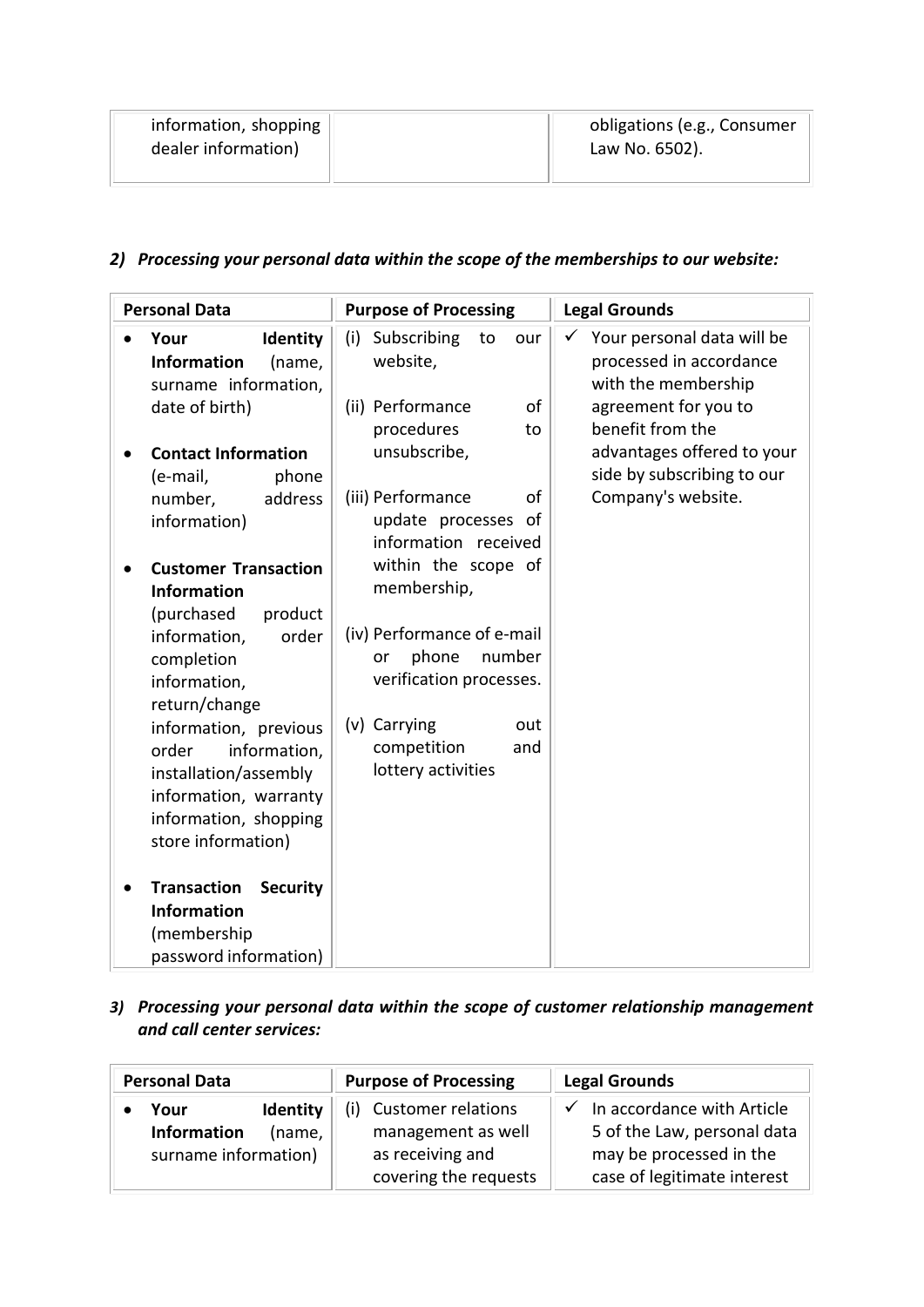| | | |
|---|---|---|
| information, shopping dealer information) | | obligations (e.g., Consumer Law No. 6502). |

*2) Processing your personal data within the scope of the memberships to our website:*

| Personal Data | Purpose of Processing | Legal Grounds |
|---|---|---|
| • **Your Identity Information** (name, surname information, date of birth)<br><br>• **Contact Information** (e-mail, phone number, address information)<br><br>• **Customer Transaction Information** (purchased product information, order completion information, return/change information, previous order information, installation/assembly information, warranty information, shopping store information)<br><br>• **Transaction Security Information** (membership password information) | (i) Subscribing to our website,<br><br>(ii) Performance of procedures to unsubscribe,<br><br>(iii) Performance of update processes of information received within the scope of membership,<br><br>(iv) Performance of e-mail or phone number verification processes.<br><br>(v) Carrying out competition and lottery activities | ✓ Your personal data will be processed in accordance with the membership agreement for you to benefit from the advantages offered to your side by subscribing to our Company's website. |

*3) Processing your personal data within the scope of customer relationship management and call center services:*

| Personal Data | Purpose of Processing | Legal Grounds |
|---|---|---|
| • **Your Identity Information** (name, surname information) | (i) Customer relations management as well as receiving and covering the requests | ✓ In accordance with Article 5 of the Law, personal data may be processed in the case of legitimate interest |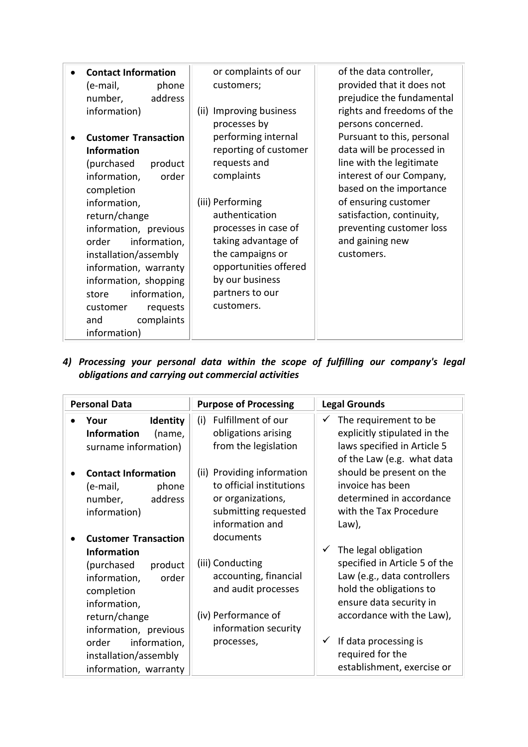| | | |
|---|---|---|
| • **Contact Information** (e-mail, phone number, address information)<br><br>• **Customer Transaction Information** (purchased product information, order completion information, return/change information, previous order information, installation/assembly information, warranty information, shopping store information, customer requests and complaints information) | or complaints of our customers;<br><br>(ii) Improving business processes by performing internal reporting of customer requests and complaints<br><br>(iii) Performing authentication processes in case of taking advantage of the campaigns or opportunities offered by our business partners to our customers. | of the data controller, provided that it does not prejudice the fundamental rights and freedoms of the persons concerned. Pursuant to this, personal data will be processed in line with the legitimate interest of our Company, based on the importance of ensuring customer satisfaction, continuity, preventing customer loss and gaining new customers. |

***4) Processing your personal data within the scope of fulfilling our company's legal obligations and carrying out commercial activities***

| Personal Data | Purpose of Processing | Legal Grounds |
|---|---|---|
| • **Your Identity Information** (name, surname information)<br><br>• **Contact Information** (e-mail, phone number, address information)<br><br>• **Customer Transaction Information** (purchased product information, order completion information, return/change information, previous order information, installation/assembly information, warranty | (i) Fulfillment of our obligations arising from the legislation<br><br>(ii) Providing information to official institutions or organizations, submitting requested information and documents<br><br>(iii) Conducting accounting, financial and audit processes<br><br>(iv) Performance of information security processes, | ✓ The requirement to be explicitly stipulated in the laws specified in Article 5 of the Law (e.g. what data should be present on the invoice has been determined in accordance with the Tax Procedure Law),<br><br>✓ The legal obligation specified in Article 5 of the Law (e.g., data controllers hold the obligations to ensure data security in accordance with the Law),<br><br>✓ If data processing is required for the establishment, exercise or |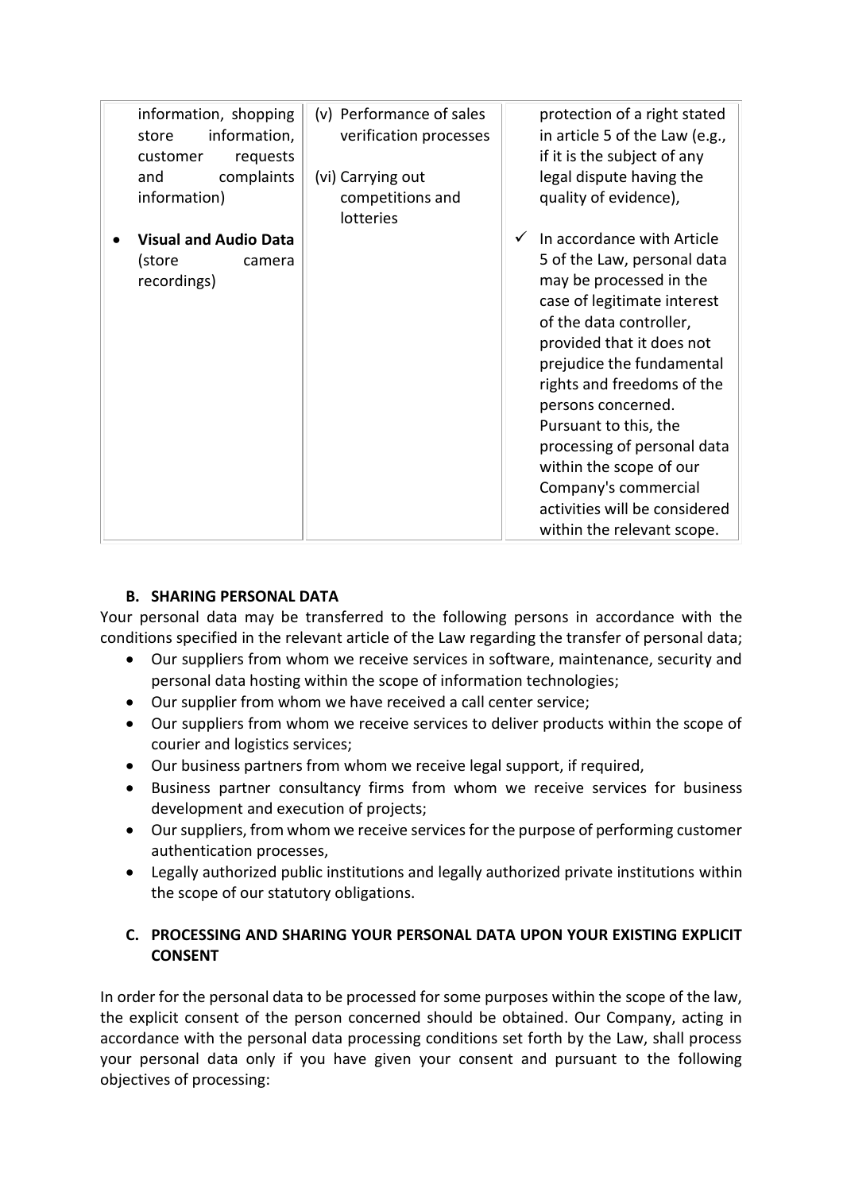| | | |
|---|---|---|
| information, shopping store information, customer requests and complaints information)<br><br>• **Visual and Audio Data** (store camera recordings) | (v) Performance of sales verification processes<br><br>(vi) Carrying out competitions and lotteries | protection of a right stated in article 5 of the Law (e.g., if it is the subject of any legal dispute having the quality of evidence),<br><br>✓ In accordance with Article 5 of the Law, personal data may be processed in the case of legitimate interest of the data controller, provided that it does not prejudice the fundamental rights and freedoms of the persons concerned. Pursuant to this, the processing of personal data within the scope of our Company's commercial activities will be considered within the relevant scope. |

### B. SHARING PERSONAL DATA

Your personal data may be transferred to the following persons in accordance with the conditions specified in the relevant article of the Law regarding the transfer of personal data;

- Our suppliers from whom we receive services in software, maintenance, security and personal data hosting within the scope of information technologies;
- Our supplier from whom we have received a call center service;
- Our suppliers from whom we receive services to deliver products within the scope of courier and logistics services;
- Our business partners from whom we receive legal support, if required,
- Business partner consultancy firms from whom we receive services for business development and execution of projects;
- Our suppliers, from whom we receive services for the purpose of performing customer authentication processes,
- Legally authorized public institutions and legally authorized private institutions within the scope of our statutory obligations.

### C. PROCESSING AND SHARING YOUR PERSONAL DATA UPON YOUR EXISTING EXPLICIT CONSENT

In order for the personal data to be processed for some purposes within the scope of the law, the explicit consent of the person concerned should be obtained. Our Company, acting in accordance with the personal data processing conditions set forth by the Law, shall process your personal data only if you have given your consent and pursuant to the following objectives of processing: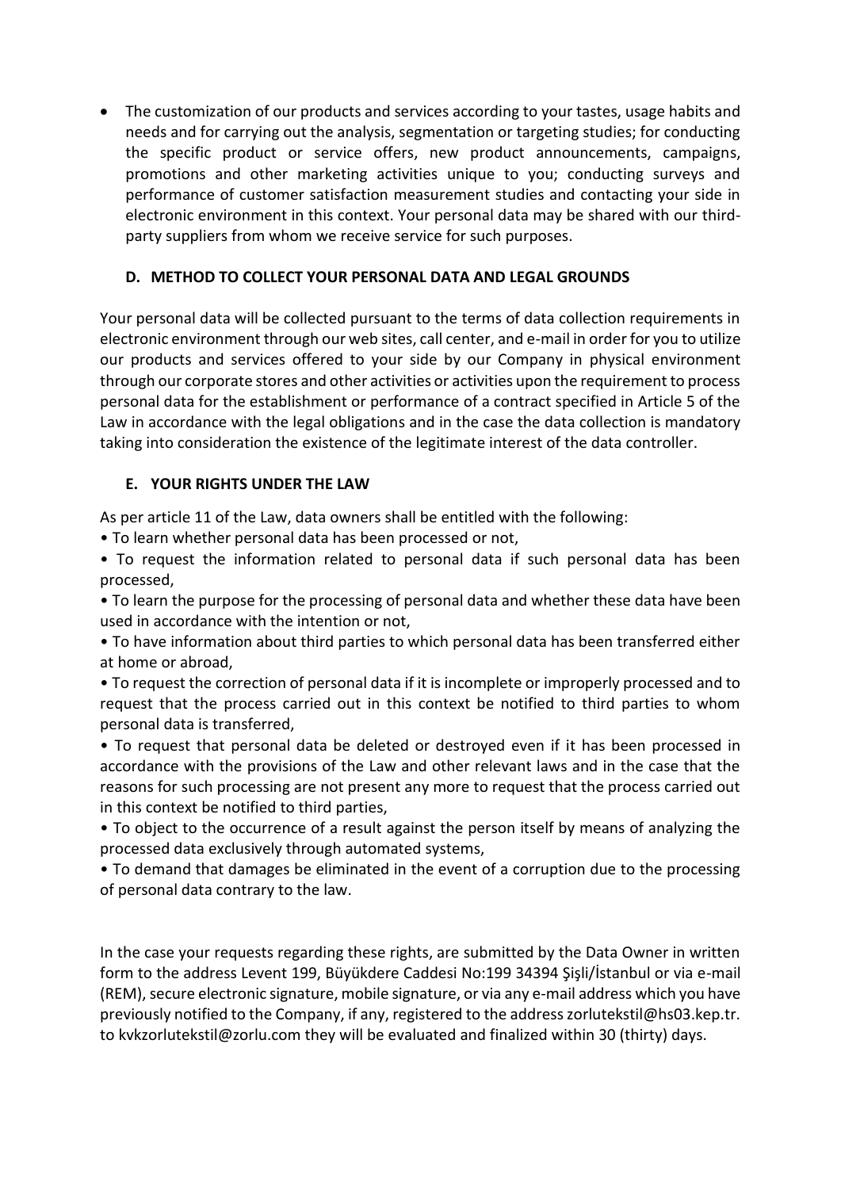- The customization of our products and services according to your tastes, usage habits and needs and for carrying out the analysis, segmentation or targeting studies; for conducting the specific product or service offers, new product announcements, campaigns, promotions and other marketing activities unique to you; conducting surveys and performance of customer satisfaction measurement studies and contacting your side in electronic environment in this context. Your personal data may be shared with our third-party suppliers from whom we receive service for such purposes.

### D. METHOD TO COLLECT YOUR PERSONAL DATA AND LEGAL GROUNDS

Your personal data will be collected pursuant to the terms of data collection requirements in electronic environment through our web sites, call center, and e-mail in order for you to utilize our products and services offered to your side by our Company in physical environment through our corporate stores and other activities or activities upon the requirement to process personal data for the establishment or performance of a contract specified in Article 5 of the Law in accordance with the legal obligations and in the case the data collection is mandatory taking into consideration the existence of the legitimate interest of the data controller.

### E. YOUR RIGHTS UNDER THE LAW

As per article 11 of the Law, data owners shall be entitled with the following:

- To learn whether personal data has been processed or not,
- To request the information related to personal data if such personal data has been processed,
- To learn the purpose for the processing of personal data and whether these data have been used in accordance with the intention or not,
- To have information about third parties to which personal data has been transferred either at home or abroad,
- To request the correction of personal data if it is incomplete or improperly processed and to request that the process carried out in this context be notified to third parties to whom personal data is transferred,
- To request that personal data be deleted or destroyed even if it has been processed in accordance with the provisions of the Law and other relevant laws and in the case that the reasons for such processing are not present any more to request that the process carried out in this context be notified to third parties,
- To object to the occurrence of a result against the person itself by means of analyzing the processed data exclusively through automated systems,
- To demand that damages be eliminated in the event of a corruption due to the processing of personal data contrary to the law.

In the case your requests regarding these rights, are submitted by the Data Owner in written form to the address Levent 199, Büyükdere Caddesi No:199 34394 Şişli/İstanbul or via e-mail (REM), secure electronic signature, mobile signature, or via any e-mail address which you have previously notified to the Company, if any, registered to the address zorlutekstil@hs03.kep.tr. to kvkzorlutekstil@zorlu.com they will be evaluated and finalized within 30 (thirty) days.